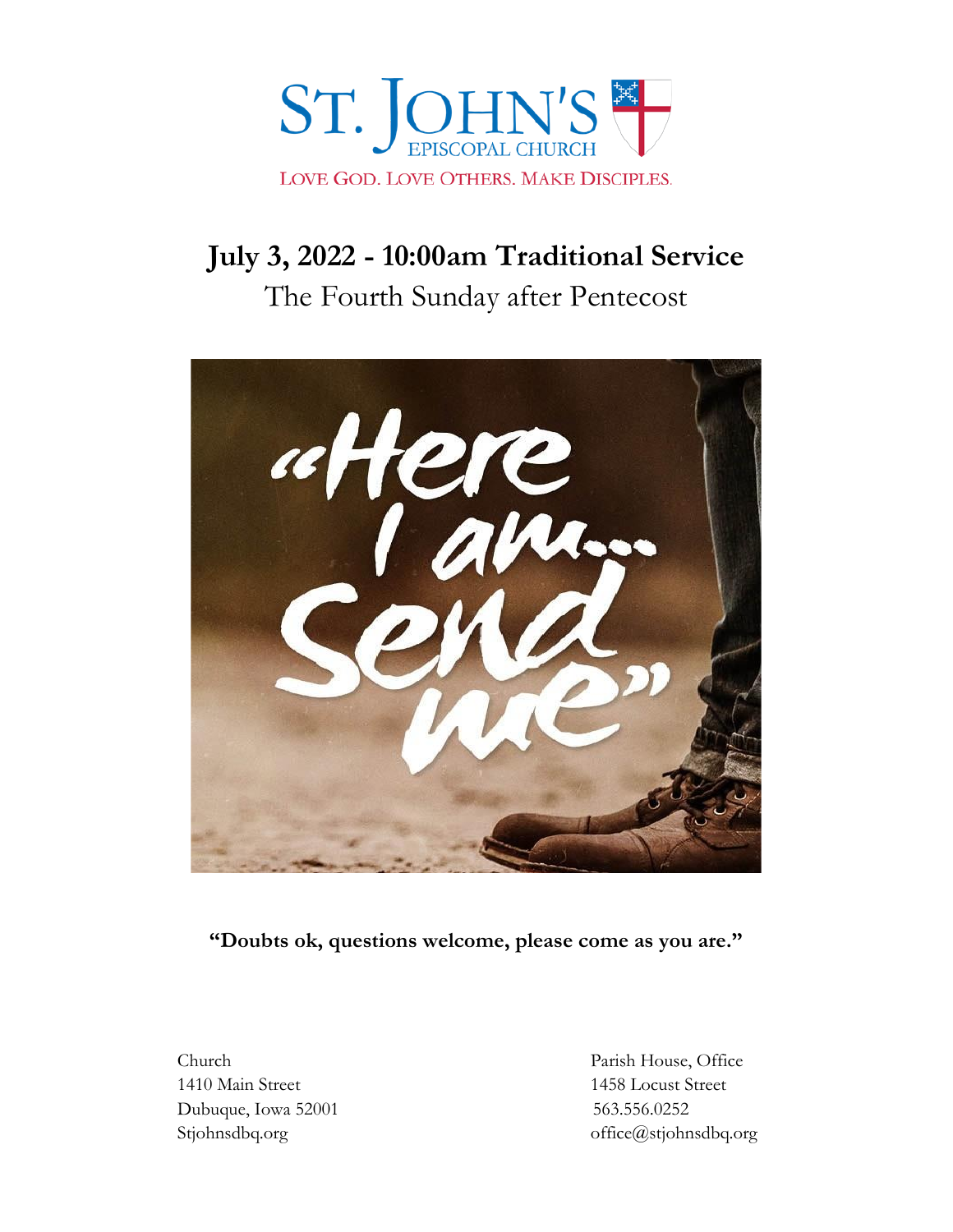# St. John's Episcopal Church

LOVE GOD. LOVE OTHERS. MAKE DISCIPLES.

## July 3, 2022 - 10:00am Traditional Service

The Fourth Sunday after Pentecost

**"Doubts ok, questions welcome, please come as you are."**

Church
1410 Main Street
Dubuque, Iowa 52001
Stjohnsdbq.org

Parish House, Office
1458 Locust Street
563.556.0252
office@stjohnsdbq.org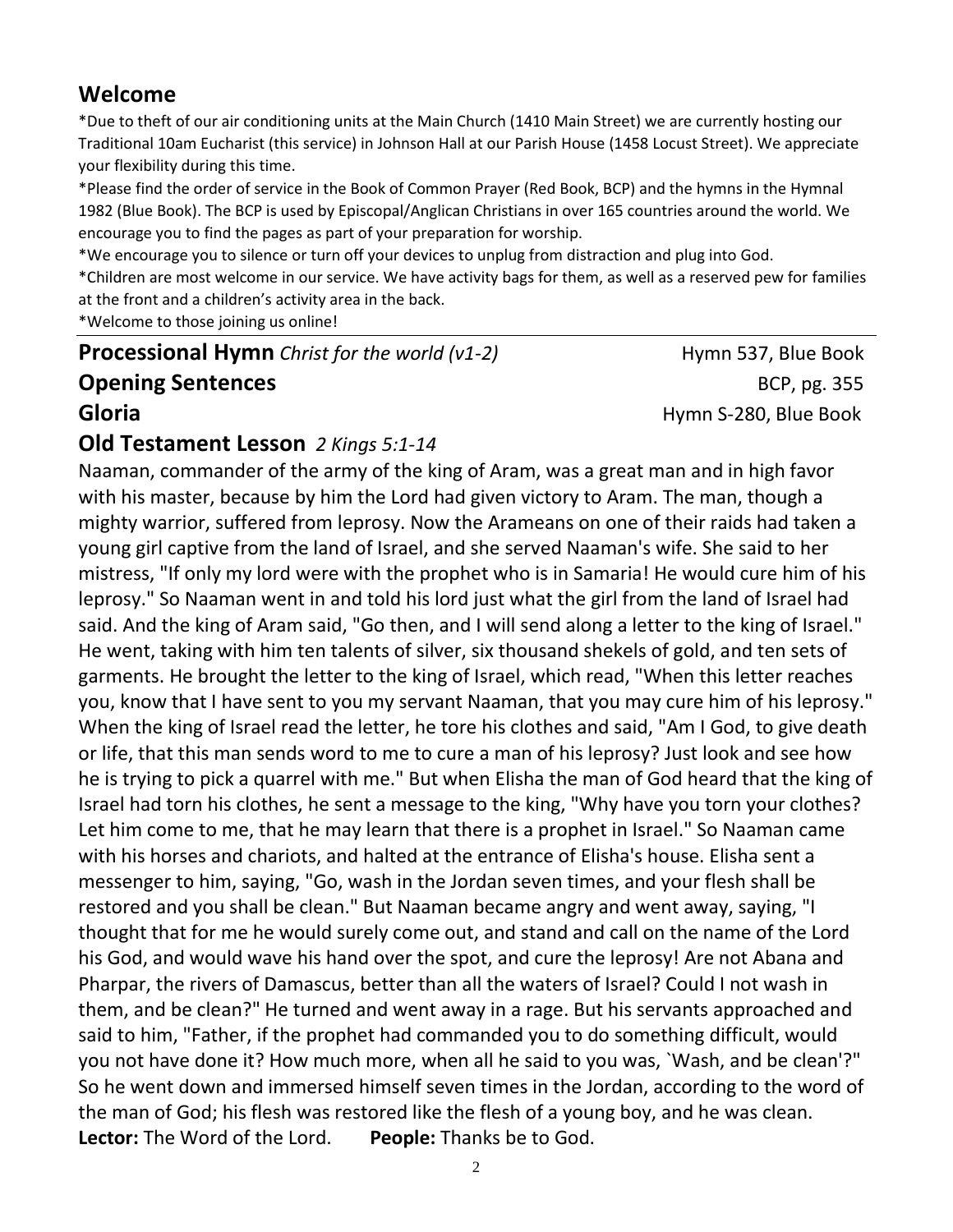## Welcome

*Due to theft of our air conditioning units at the Main Church (1410 Main Street) we are currently hosting our Traditional 10am Eucharist (this service) in Johnson Hall at our Parish House (1458 Locust Street). We appreciate your flexibility during this time.

*Please find the order of service in the Book of Common Prayer (Red Book, BCP) and the hymns in the Hymnal 1982 (Blue Book). The BCP is used by Episcopal/Anglican Christians in over 165 countries around the world. We encourage you to find the pages as part of your preparation for worship.

*We encourage you to silence or turn off your devices to unplug from distraction and plug into God.

*Children are most welcome in our service. We have activity bags for them, as well as a reserved pew for families at the front and a children's activity area in the back.

*Welcome to those joining us online!

---

**Processional Hymn** *Christ for the world (v1-2)* — Hymn 537, Blue Book

**Opening Sentences** — BCP, pg. 355

**Gloria** — Hymn S-280, Blue Book

**Old Testament Lesson** *2 Kings 5:1-14*

Naaman, commander of the army of the king of Aram, was a great man and in high favor with his master, because by him the Lord had given victory to Aram. The man, though a mighty warrior, suffered from leprosy. Now the Arameans on one of their raids had taken a young girl captive from the land of Israel, and she served Naaman's wife. She said to her mistress, "If only my lord were with the prophet who is in Samaria! He would cure him of his leprosy." So Naaman went in and told his lord just what the girl from the land of Israel had said. And the king of Aram said, "Go then, and I will send along a letter to the king of Israel." He went, taking with him ten talents of silver, six thousand shekels of gold, and ten sets of garments. He brought the letter to the king of Israel, which read, "When this letter reaches you, know that I have sent to you my servant Naaman, that you may cure him of his leprosy." When the king of Israel read the letter, he tore his clothes and said, "Am I God, to give death or life, that this man sends word to me to cure a man of his leprosy? Just look and see how he is trying to pick a quarrel with me." But when Elisha the man of God heard that the king of Israel had torn his clothes, he sent a message to the king, "Why have you torn your clothes? Let him come to me, that he may learn that there is a prophet in Israel." So Naaman came with his horses and chariots, and halted at the entrance of Elisha's house. Elisha sent a messenger to him, saying, "Go, wash in the Jordan seven times, and your flesh shall be restored and you shall be clean." But Naaman became angry and went away, saying, "I thought that for me he would surely come out, and stand and call on the name of the Lord his God, and would wave his hand over the spot, and cure the leprosy! Are not Abana and Pharpar, the rivers of Damascus, better than all the waters of Israel? Could I not wash in them, and be clean?" He turned and went away in a rage. But his servants approached and said to him, "Father, if the prophet had commanded you to do something difficult, would you not have done it? How much more, when all he said to you was, `Wash, and be clean'?" So he went down and immersed himself seven times in the Jordan, according to the word of the man of God; his flesh was restored like the flesh of a young boy, and he was clean.

**Lector:** The Word of the Lord. **People:** Thanks be to God.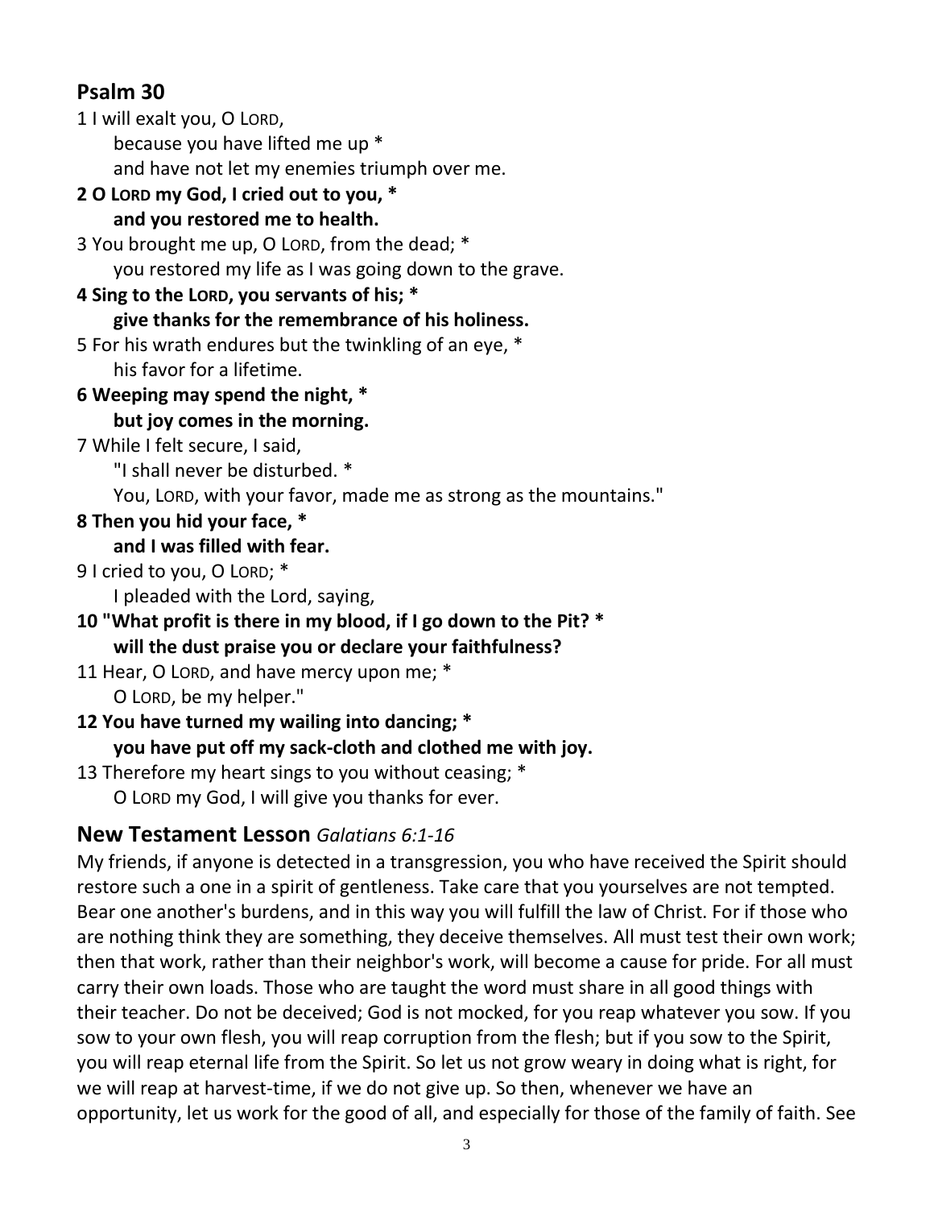## Psalm 30

1 I will exalt you, O LORD,
because you have lifted me up *
and have not let my enemies triumph over me.

**2 O LORD my God, I cried out to you, ***
**and you restored me to health.**

3 You brought me up, O LORD, from the dead; *
you restored my life as I was going down to the grave.

**4 Sing to the LORD, you servants of his; ***
**give thanks for the remembrance of his holiness.**

5 For his wrath endures but the twinkling of an eye, *
his favor for a lifetime.

**6 Weeping may spend the night, ***
**but joy comes in the morning.**

7 While I felt secure, I said,
"I shall never be disturbed. *
You, LORD, with your favor, made me as strong as the mountains."

**8 Then you hid your face, ***
**and I was filled with fear.**

9 I cried to you, O LORD; *
I pleaded with the Lord, saying,

**10 "What profit is there in my blood, if I go down to the Pit? ***
**will the dust praise you or declare your faithfulness?**

11 Hear, O LORD, and have mercy upon me; *
O LORD, be my helper."

**12 You have turned my wailing into dancing; ***
**you have put off my sack-cloth and clothed me with joy.**

13 Therefore my heart sings to you without ceasing; *
O LORD my God, I will give you thanks for ever.

## New Testament Lesson *Galatians 6:1-16*

My friends, if anyone is detected in a transgression, you who have received the Spirit should restore such a one in a spirit of gentleness. Take care that you yourselves are not tempted. Bear one another's burdens, and in this way you will fulfill the law of Christ. For if those who are nothing think they are something, they deceive themselves. All must test their own work; then that work, rather than their neighbor's work, will become a cause for pride. For all must carry their own loads. Those who are taught the word must share in all good things with their teacher. Do not be deceived; God is not mocked, for you reap whatever you sow. If you sow to your own flesh, you will reap corruption from the flesh; but if you sow to the Spirit, you will reap eternal life from the Spirit. So let us not grow weary in doing what is right, for we will reap at harvest-time, if we do not give up. So then, whenever we have an opportunity, let us work for the good of all, and especially for those of the family of faith. See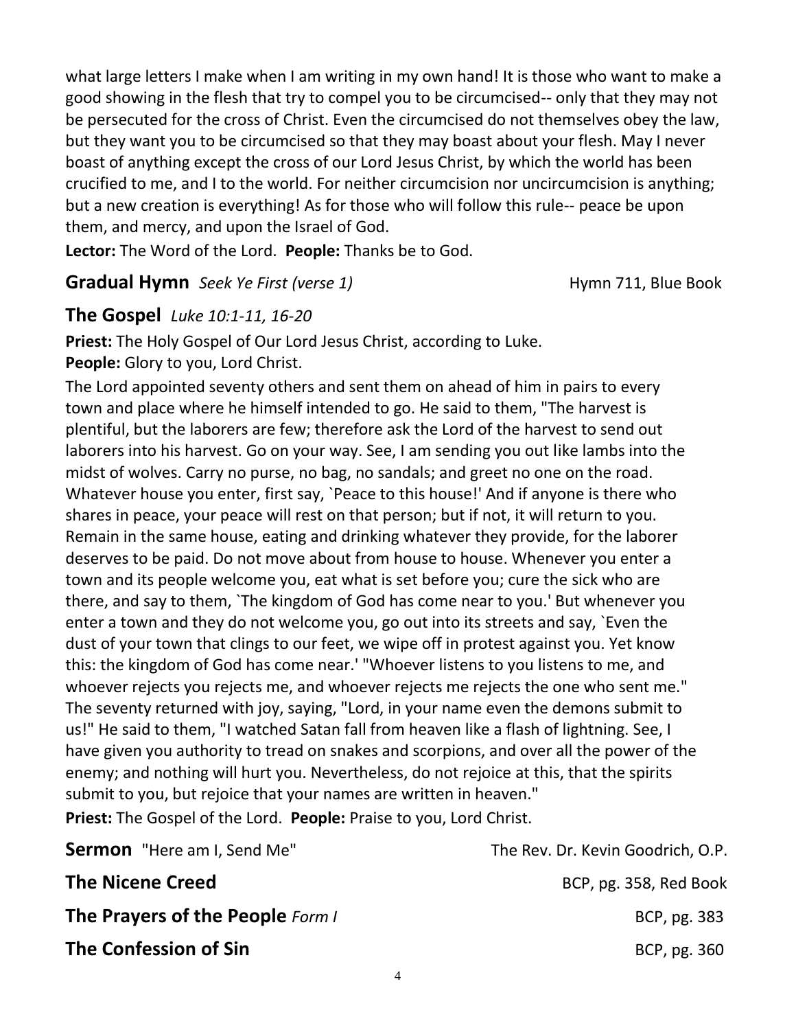what large letters I make when I am writing in my own hand! It is those who want to make a good showing in the flesh that try to compel you to be circumcised-- only that they may not be persecuted for the cross of Christ. Even the circumcised do not themselves obey the law, but they want you to be circumcised so that they may boast about your flesh. May I never boast of anything except the cross of our Lord Jesus Christ, by which the world has been crucified to me, and I to the world. For neither circumcision nor uncircumcision is anything; but a new creation is everything! As for those who will follow this rule-- peace be upon them, and mercy, and upon the Israel of God.

**Lector:** The Word of the Lord. **People:** Thanks be to God.

## Gradual Hymn *Seek Ye First (verse 1)* Hymn 711, Blue Book

## The Gospel *Luke 10:1-11, 16-20*

**Priest:** The Holy Gospel of Our Lord Jesus Christ, according to Luke.
**People:** Glory to you, Lord Christ.

The Lord appointed seventy others and sent them on ahead of him in pairs to every town and place where he himself intended to go. He said to them, "The harvest is plentiful, but the laborers are few; therefore ask the Lord of the harvest to send out laborers into his harvest. Go on your way. See, I am sending you out like lambs into the midst of wolves. Carry no purse, no bag, no sandals; and greet no one on the road. Whatever house you enter, first say, `Peace to this house!' And if anyone is there who shares in peace, your peace will rest on that person; but if not, it will return to you. Remain in the same house, eating and drinking whatever they provide, for the laborer deserves to be paid. Do not move about from house to house. Whenever you enter a town and its people welcome you, eat what is set before you; cure the sick who are there, and say to them, `The kingdom of God has come near to you.' But whenever you enter a town and they do not welcome you, go out into its streets and say, `Even the dust of your town that clings to our feet, we wipe off in protest against you. Yet know this: the kingdom of God has come near.' "Whoever listens to you listens to me, and whoever rejects you rejects me, and whoever rejects me rejects the one who sent me." The seventy returned with joy, saying, "Lord, in your name even the demons submit to us!" He said to them, "I watched Satan fall from heaven like a flash of lightning. See, I have given you authority to tread on snakes and scorpions, and over all the power of the enemy; and nothing will hurt you. Nevertheless, do not rejoice at this, that the spirits submit to you, but rejoice that your names are written in heaven."

**Priest:** The Gospel of the Lord. **People:** Praise to you, Lord Christ.

## Sermon "Here am I, Send Me" The Rev. Dr. Kevin Goodrich, O.P.

## The Nicene Creed BCP, pg. 358, Red Book

## The Prayers of the People *Form I* BCP, pg. 383

## The Confession of Sin BCP, pg. 360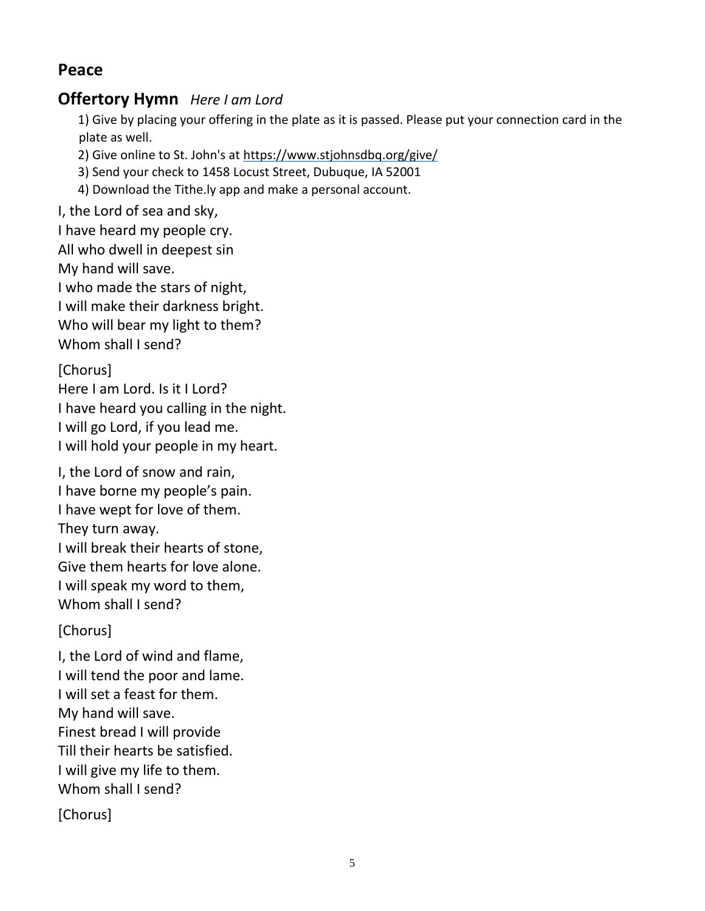## Peace

## Offertory Hymn *Here I am Lord*

1) Give by placing your offering in the plate as it is passed. Please put your connection card in the plate as well.
2) Give online to St. John's at https://www.stjohnsdbq.org/give/
3) Send your check to 1458 Locust Street, Dubuque, IA 52001
4) Download the Tithe.ly app and make a personal account.

I, the Lord of sea and sky,
I have heard my people cry.
All who dwell in deepest sin
My hand will save.
I who made the stars of night,
I will make their darkness bright.
Who will bear my light to them?
Whom shall I send?

[Chorus]
Here I am Lord. Is it I Lord?
I have heard you calling in the night.
I will go Lord, if you lead me.
I will hold your people in my heart.

I, the Lord of snow and rain,
I have borne my people's pain.
I have wept for love of them.
They turn away.
I will break their hearts of stone,
Give them hearts for love alone.
I will speak my word to them,
Whom shall I send?

[Chorus]

I, the Lord of wind and flame,
I will tend the poor and lame.
I will set a feast for them.
My hand will save.
Finest bread I will provide
Till their hearts be satisfied.
I will give my life to them.
Whom shall I send?

[Chorus]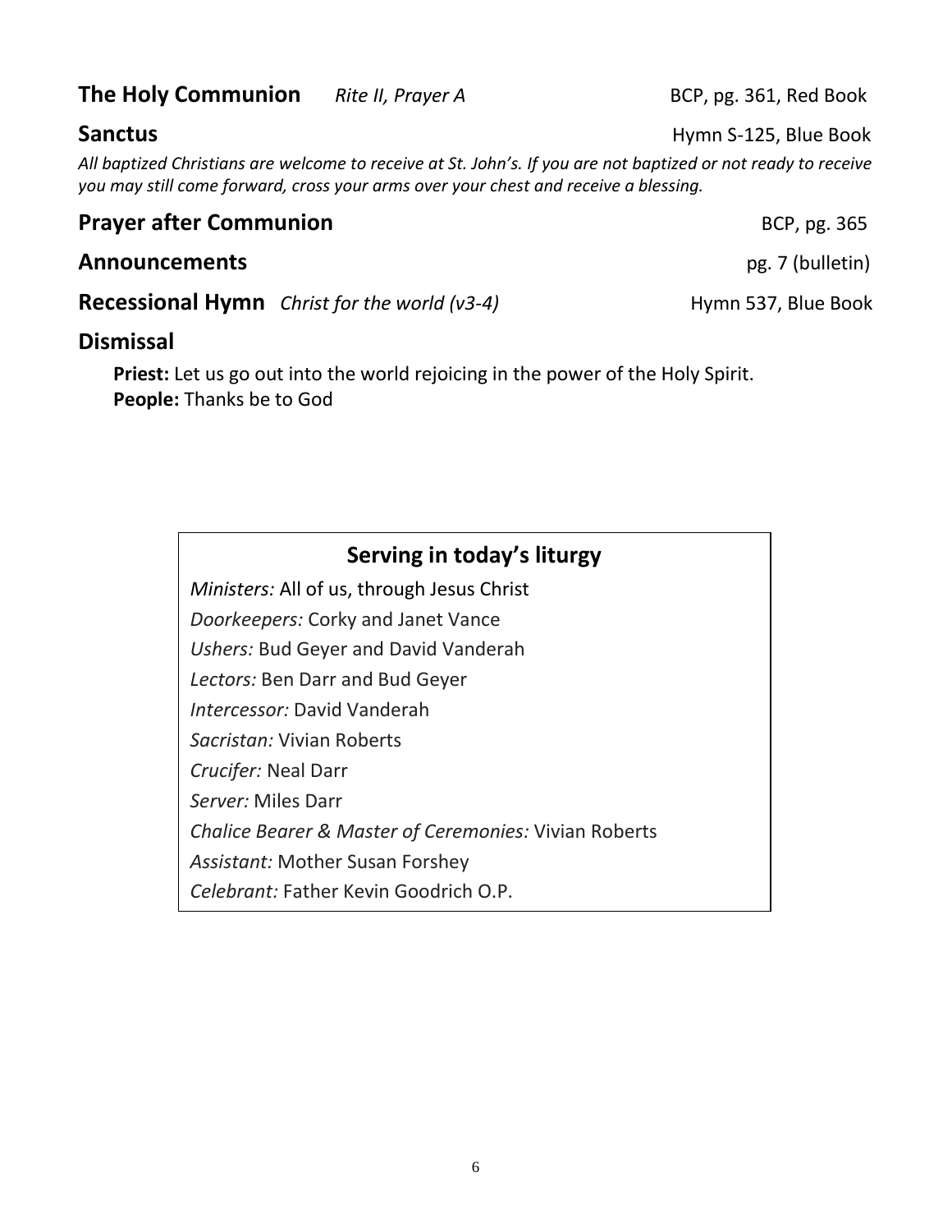**The Holy Communion** *Rite II, Prayer A* BCP, pg. 361, Red Book

**Sanctus** Hymn S-125, Blue Book

*All baptized Christians are welcome to receive at St. John's. If you are not baptized or not ready to receive you may still come forward, cross your arms over your chest and receive a blessing.*

**Prayer after Communion** BCP, pg. 365

**Announcements** pg. 7 (bulletin)

**Recessional Hymn** *Christ for the world (v3-4)* Hymn 537, Blue Book

**Dismissal**

**Priest:** Let us go out into the world rejoicing in the power of the Holy Spirit.
**People:** Thanks be to God

## Serving in today's liturgy

*Ministers:* All of us, through Jesus Christ
*Doorkeepers:* Corky and Janet Vance
*Ushers:* Bud Geyer and David Vanderah
*Lectors:* Ben Darr and Bud Geyer
*Intercessor:* David Vanderah
*Sacristan:* Vivian Roberts
*Crucifer:* Neal Darr
*Server:* Miles Darr
*Chalice Bearer & Master of Ceremonies:* Vivian Roberts
*Assistant:* Mother Susan Forshey
*Celebrant:* Father Kevin Goodrich O.P.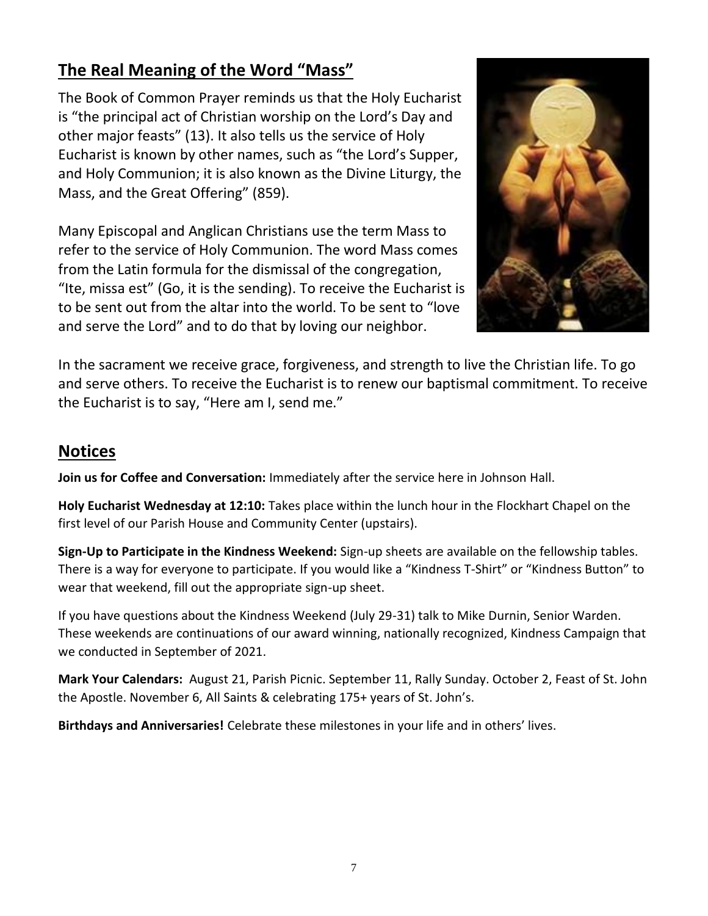## The Real Meaning of the Word "Mass"

The Book of Common Prayer reminds us that the Holy Eucharist is "the principal act of Christian worship on the Lord's Day and other major feasts" (13). It also tells us the service of Holy Eucharist is known by other names, such as "the Lord's Supper, and Holy Communion; it is also known as the Divine Liturgy, the Mass, and the Great Offering" (859).

Many Episcopal and Anglican Christians use the term Mass to refer to the service of Holy Communion. The word Mass comes from the Latin formula for the dismissal of the congregation, "Ite, missa est" (Go, it is the sending). To receive the Eucharist is to be sent out from the altar into the world. To be sent to "love and serve the Lord" and to do that by loving our neighbor.

In the sacrament we receive grace, forgiveness, and strength to live the Christian life. To go and serve others. To receive the Eucharist is to renew our baptismal commitment. To receive the Eucharist is to say, "Here am I, send me."

## Notices

**Join us for Coffee and Conversation:** Immediately after the service here in Johnson Hall.

**Holy Eucharist Wednesday at 12:10:** Takes place within the lunch hour in the Flockhart Chapel on the first level of our Parish House and Community Center (upstairs).

**Sign-Up to Participate in the Kindness Weekend:** Sign-up sheets are available on the fellowship tables. There is a way for everyone to participate. If you would like a "Kindness T-Shirt" or "Kindness Button" to wear that weekend, fill out the appropriate sign-up sheet.

If you have questions about the Kindness Weekend (July 29-31) talk to Mike Durnin, Senior Warden. These weekends are continuations of our award winning, nationally recognized, Kindness Campaign that we conducted in September of 2021.

**Mark Your Calendars:** August 21, Parish Picnic. September 11, Rally Sunday. October 2, Feast of St. John the Apostle. November 6, All Saints & celebrating 175+ years of St. John's.

**Birthdays and Anniversaries!** Celebrate these milestones in your life and in others' lives.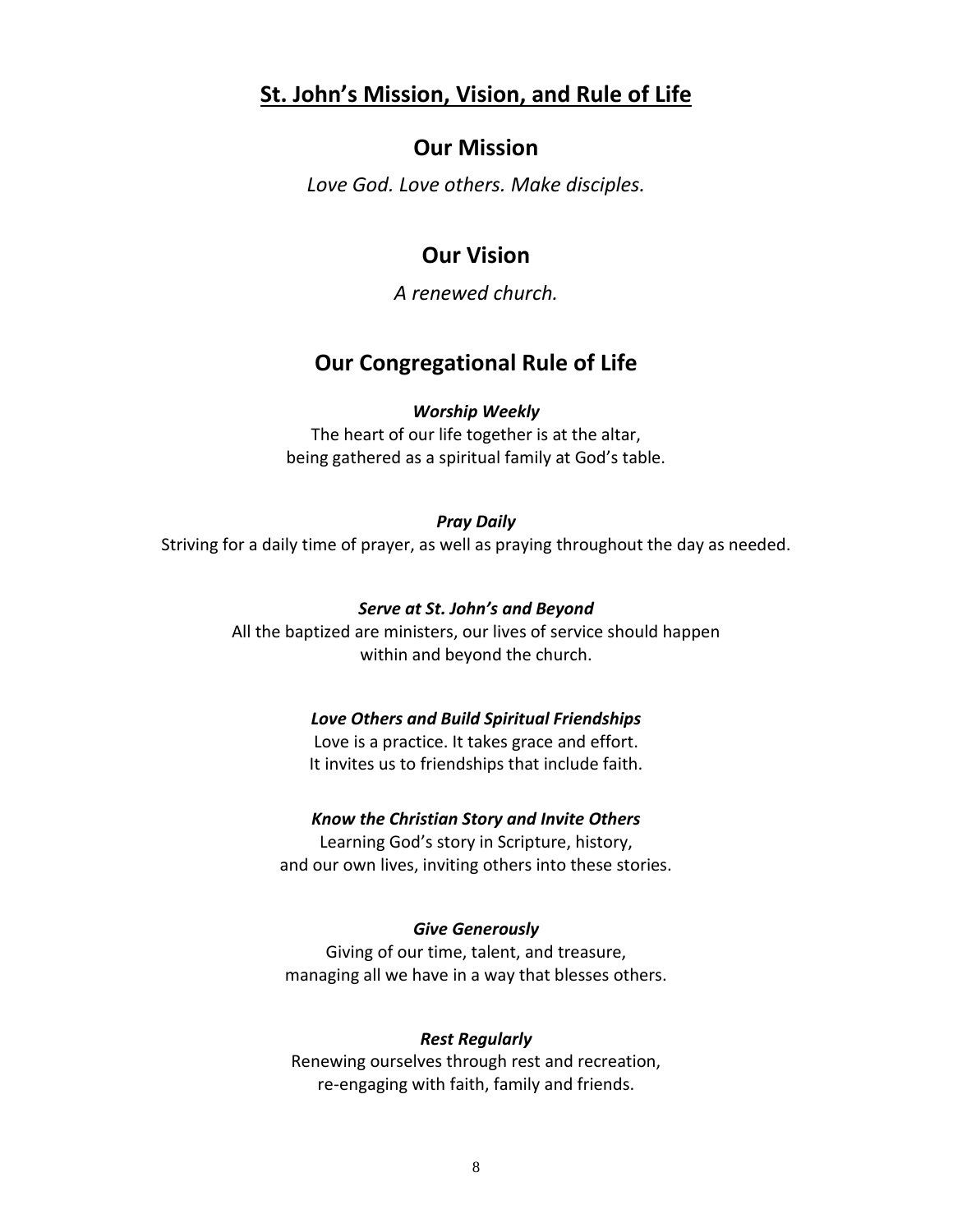# St. John's Mission, Vision, and Rule of Life

## Our Mission

*Love God. Love others. Make disciples.*

## Our Vision

*A renewed church.*

## Our Congregational Rule of Life

***Worship Weekly***

The heart of our life together is at the altar,
being gathered as a spiritual family at God's table.

***Pray Daily***

Striving for a daily time of prayer, as well as praying throughout the day as needed.

***Serve at St. John's and Beyond***

All the baptized are ministers, our lives of service should happen
within and beyond the church.

***Love Others and Build Spiritual Friendships***

Love is a practice. It takes grace and effort.
It invites us to friendships that include faith.

***Know the Christian Story and Invite Others***

Learning God's story in Scripture, history,
and our own lives, inviting others into these stories.

***Give Generously***

Giving of our time, talent, and treasure,
managing all we have in a way that blesses others.

***Rest Regularly***

Renewing ourselves through rest and recreation,
re-engaging with faith, family and friends.